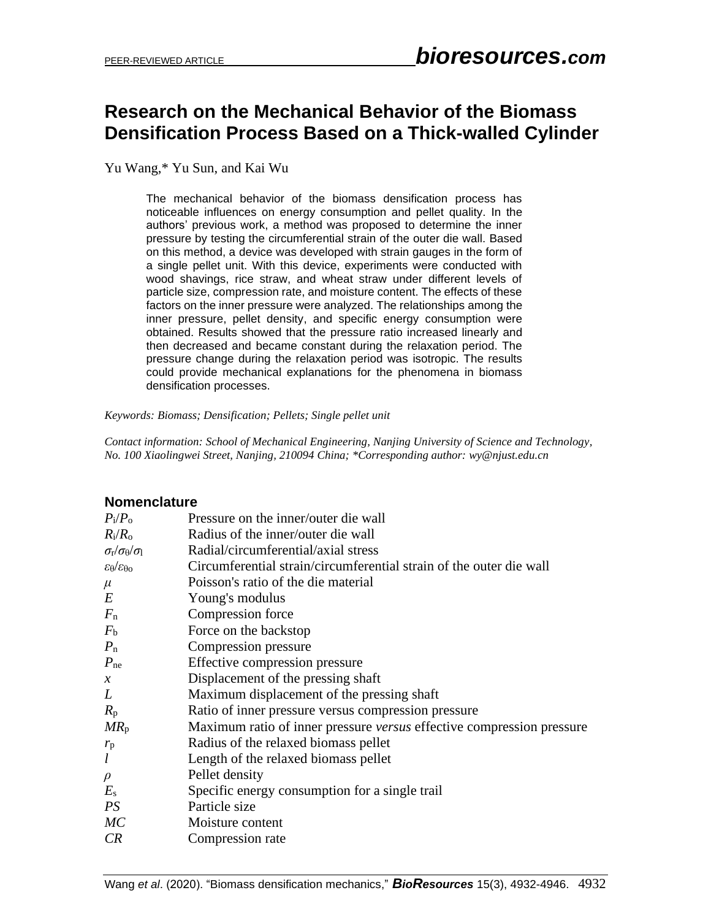# Research on the Mechanical Behavior of the Biomass Densification Process Based on a Thick-walled Cylinder

Yu Wang,* Yu Sun, and Kai Wu

The mechanical behavior of the biomass densification process has noticeable influences on energy consumption and pellet quality. In the authors' previous work, a method was proposed to determine the inner pressure by testing the circumferential strain of the outer die wall. Based on this method, a device was developed with strain gauges in the form of a single pellet unit. With this device, experiments were conducted with wood shavings, rice straw, and wheat straw under different levels of particle size, compression rate, and moisture content. The effects of these factors on the inner pressure were analyzed. The relationships among the inner pressure, pellet density, and specific energy consumption were obtained. Results showed that the pressure ratio increased linearly and then decreased and became constant during the relaxation period. The pressure change during the relaxation period was isotropic. The results could provide mechanical explanations for the phenomena in biomass densification processes.

*Keywords: Biomass; Densification; Pellets; Single pellet unit*

*Contact information: School of Mechanical Engineering, Nanjing University of Science and Technology, No. 100 Xiaolingwei Street, Nanjing, 210094 China; *Corresponding author: wy@njust.edu.cn*

## Nomenclature

| | |
|---|---|
| $P_i/P_o$ | Pressure on the inner/outer die wall |
| $R_i/R_o$ | Radius of the inner/outer die wall |
| $\sigma_r/\sigma_\theta/\sigma_l$ | Radial/circumferential/axial stress |
| $\varepsilon_\theta/\varepsilon_{\theta o}$ | Circumferential strain/circumferential strain of the outer die wall |
| $\mu$ | Poisson's ratio of the die material |
| $E$ | Young's modulus |
| $F_n$ | Compression force |
| $F_b$ | Force on the backstop |
| $P_n$ | Compression pressure |
| $P_{ne}$ | Effective compression pressure |
| $x$ | Displacement of the pressing shaft |
| $L$ | Maximum displacement of the pressing shaft |
| $R_p$ | Ratio of inner pressure versus compression pressure |
| $MR_p$ | Maximum ratio of inner pressure *versus* effective compression pressure |
| $r_p$ | Radius of the relaxed biomass pellet |
| $l$ | Length of the relaxed biomass pellet |
| $\rho$ | Pellet density |
| $E_s$ | Specific energy consumption for a single trail |
| $PS$ | Particle size |
| $MC$ | Moisture content |
| $CR$ | Compression rate |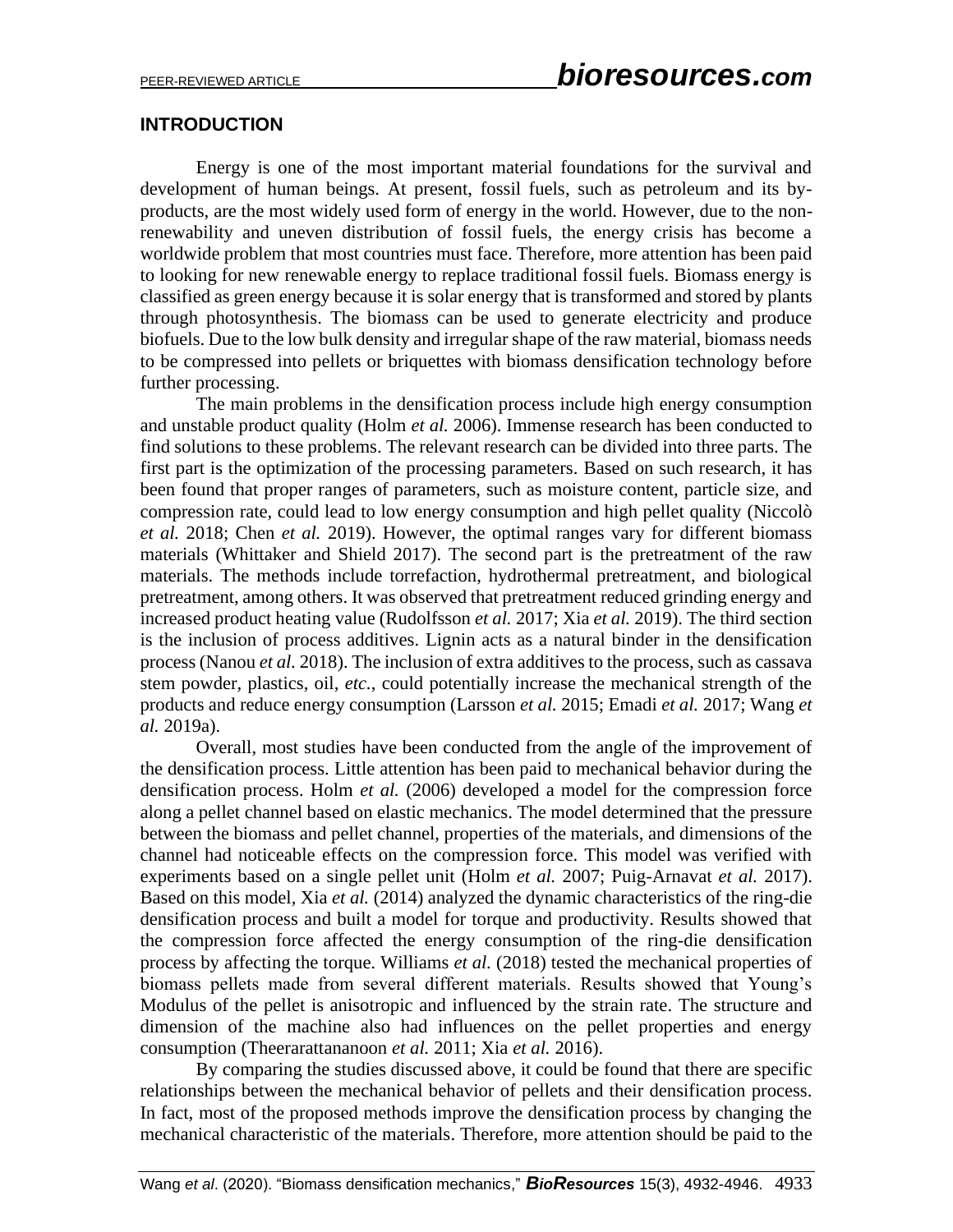## INTRODUCTION

Energy is one of the most important material foundations for the survival and development of human beings. At present, fossil fuels, such as petroleum and its by-products, are the most widely used form of energy in the world. However, due to the non-renewability and uneven distribution of fossil fuels, the energy crisis has become a worldwide problem that most countries must face. Therefore, more attention has been paid to looking for new renewable energy to replace traditional fossil fuels. Biomass energy is classified as green energy because it is solar energy that is transformed and stored by plants through photosynthesis. The biomass can be used to generate electricity and produce biofuels. Due to the low bulk density and irregular shape of the raw material, biomass needs to be compressed into pellets or briquettes with biomass densification technology before further processing.

The main problems in the densification process include high energy consumption and unstable product quality (Holm *et al.* 2006). Immense research has been conducted to find solutions to these problems. The relevant research can be divided into three parts. The first part is the optimization of the processing parameters. Based on such research, it has been found that proper ranges of parameters, such as moisture content, particle size, and compression rate, could lead to low energy consumption and high pellet quality (Niccolò *et al.* 2018; Chen *et al.* 2019). However, the optimal ranges vary for different biomass materials (Whittaker and Shield 2017). The second part is the pretreatment of the raw materials. The methods include torrefaction, hydrothermal pretreatment, and biological pretreatment, among others. It was observed that pretreatment reduced grinding energy and increased product heating value (Rudolfsson *et al.* 2017; Xia *et al.* 2019). The third section is the inclusion of process additives. Lignin acts as a natural binder in the densification process (Nanou *et al.* 2018). The inclusion of extra additives to the process, such as cassava stem powder, plastics, oil, *etc.*, could potentially increase the mechanical strength of the products and reduce energy consumption (Larsson *et al.* 2015; Emadi *et al.* 2017; Wang *et al.* 2019a).

Overall, most studies have been conducted from the angle of the improvement of the densification process. Little attention has been paid to mechanical behavior during the densification process. Holm *et al.* (2006) developed a model for the compression force along a pellet channel based on elastic mechanics. The model determined that the pressure between the biomass and pellet channel, properties of the materials, and dimensions of the channel had noticeable effects on the compression force. This model was verified with experiments based on a single pellet unit (Holm *et al.* 2007; Puig-Arnavat *et al.* 2017). Based on this model, Xia *et al.* (2014) analyzed the dynamic characteristics of the ring-die densification process and built a model for torque and productivity. Results showed that the compression force affected the energy consumption of the ring-die densification process by affecting the torque. Williams *et al.* (2018) tested the mechanical properties of biomass pellets made from several different materials. Results showed that Young's Modulus of the pellet is anisotropic and influenced by the strain rate. The structure and dimension of the machine also had influences on the pellet properties and energy consumption (Theerarattananoon *et al.* 2011; Xia *et al.* 2016).

By comparing the studies discussed above, it could be found that there are specific relationships between the mechanical behavior of pellets and their densification process. In fact, most of the proposed methods improve the densification process by changing the mechanical characteristic of the materials. Therefore, more attention should be paid to the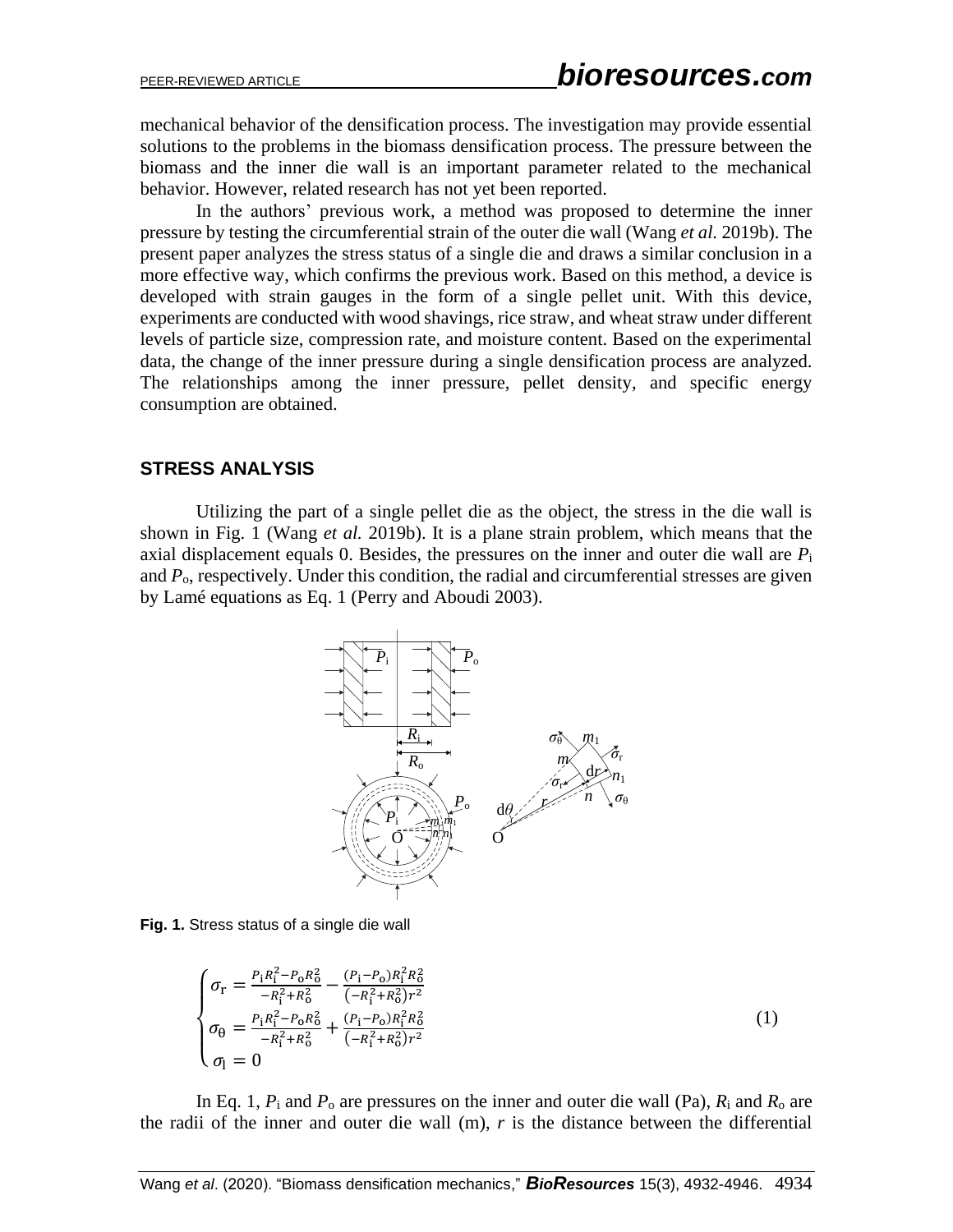mechanical behavior of the densification process. The investigation may provide essential solutions to the problems in the biomass densification process. The pressure between the biomass and the inner die wall is an important parameter related to the mechanical behavior. However, related research has not yet been reported.

In the authors' previous work, a method was proposed to determine the inner pressure by testing the circumferential strain of the outer die wall (Wang *et al.* 2019b). The present paper analyzes the stress status of a single die and draws a similar conclusion in a more effective way, which confirms the previous work. Based on this method, a device is developed with strain gauges in the form of a single pellet unit. With this device, experiments are conducted with wood shavings, rice straw, and wheat straw under different levels of particle size, compression rate, and moisture content. Based on the experimental data, the change of the inner pressure during a single densification process are analyzed. The relationships among the inner pressure, pellet density, and specific energy consumption are obtained.

## STRESS ANALYSIS

Utilizing the part of a single pellet die as the object, the stress in the die wall is shown in Fig. 1 (Wang *et al.* 2019b). It is a plane strain problem, which means that the axial displacement equals 0. Besides, the pressures on the inner and outer die wall are $P_i$ and $P_o$, respectively. Under this condition, the radial and circumferential stresses are given by Lamé equations as Eq. 1 (Perry and Aboudi 2003).

**Fig. 1.** Stress status of a single die wall

$$
\begin{cases}
\sigma_r = \dfrac{P_i R_i^2 - P_o R_o^2}{-R_i^2 + R_o^2} - \dfrac{(P_i - P_o) R_i^2 R_o^2}{(-R_i^2 + R_o^2) r^2} \\
\sigma_\theta = \dfrac{P_i R_i^2 - P_o R_o^2}{-R_i^2 + R_o^2} + \dfrac{(P_i - P_o) R_i^2 R_o^2}{(-R_i^2 + R_o^2) r^2} \\
\sigma_l = 0
\end{cases}
\tag{1}
$$

In Eq. 1, $P_i$ and $P_o$ are pressures on the inner and outer die wall (Pa), $R_i$ and $R_o$ are the radii of the inner and outer die wall (m), $r$ is the distance between the differential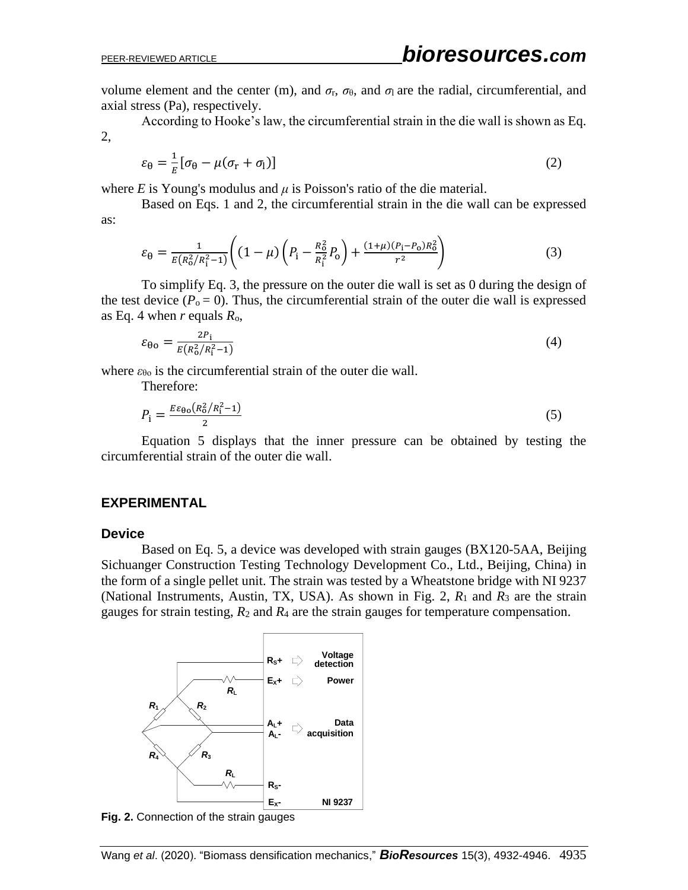volume element and the center (m), and $\sigma_r$, $\sigma_\theta$, and $\sigma_l$ are the radial, circumferential, and axial stress (Pa), respectively.

According to Hooke's law, the circumferential strain in the die wall is shown as Eq. 2,

$$\varepsilon_\theta = \frac{1}{E}[\sigma_\theta - \mu(\sigma_r + \sigma_l)] \tag{2}$$

where $E$ is Young's modulus and $\mu$ is Poisson's ratio of the die material.

Based on Eqs. 1 and 2, the circumferential strain in the die wall can be expressed as:

$$\varepsilon_\theta = \frac{1}{E\left(R_o^2/R_i^2 - 1\right)}\left((1-\mu)\left(P_i - \frac{R_o^2}{R_i^2}P_o\right) + \frac{(1+\mu)(P_i - P_o)R_o^2}{r^2}\right) \tag{3}$$

To simplify Eq. 3, the pressure on the outer die wall is set as 0 during the design of the test device ($P_o = 0$). Thus, the circumferential strain of the outer die wall is expressed as Eq. 4 when $r$ equals $R_o$,

$$\varepsilon_{\theta o} = \frac{2P_i}{E\left(R_o^2/R_i^2 - 1\right)} \tag{4}$$

where $\varepsilon_{\theta o}$ is the circumferential strain of the outer die wall.

Therefore:

$$P_i = \frac{E\varepsilon_{\theta o}\left(R_o^2/R_i^2 - 1\right)}{2} \tag{5}$$

Equation 5 displays that the inner pressure can be obtained by testing the circumferential strain of the outer die wall.

## EXPERIMENTAL

### Device

Based on Eq. 5, a device was developed with strain gauges (BX120-5AA, Beijing Sichuanger Construction Testing Technology Development Co., Ltd., Beijing, China) in the form of a single pellet unit. The strain was tested by a Wheatstone bridge with NI 9237 (National Instruments, Austin, TX, USA). As shown in Fig. 2, $R_1$ and $R_3$ are the strain gauges for strain testing, $R_2$ and $R_4$ are the strain gauges for temperature compensation.

**Fig. 2.** Connection of the strain gauges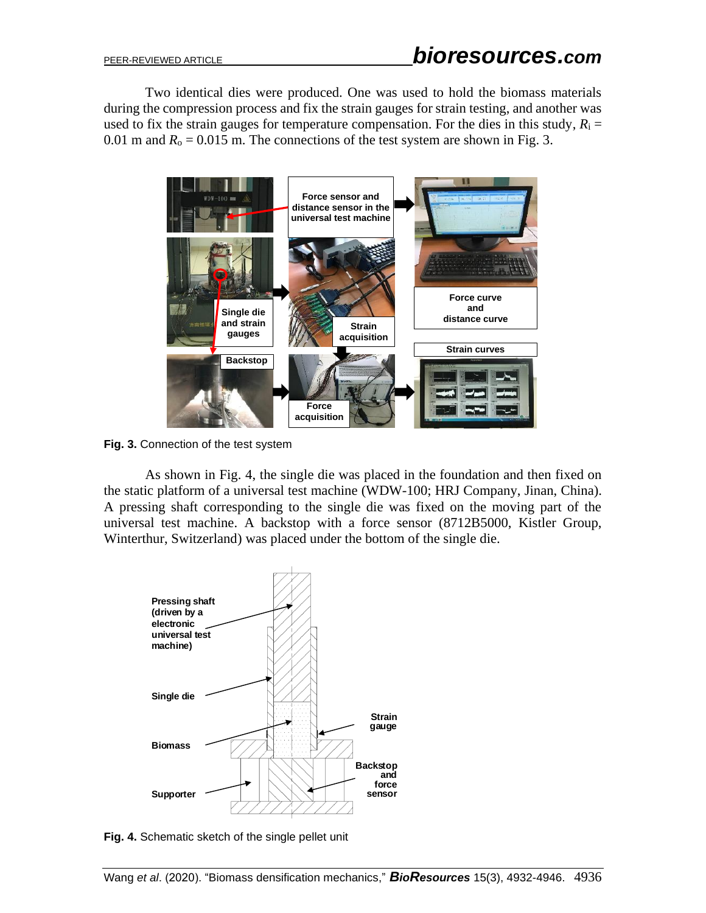Two identical dies were produced. One was used to hold the biomass materials during the compression process and fix the strain gauges for strain testing, and another was used to fix the strain gauges for temperature compensation. For the dies in this study, $R_i$ = 0.01 m and $R_o$ = 0.015 m. The connections of the test system are shown in Fig. 3.

**Fig. 3.** Connection of the test system

As shown in Fig. 4, the single die was placed in the foundation and then fixed on the static platform of a universal test machine (WDW-100; HRJ Company, Jinan, China). A pressing shaft corresponding to the single die was fixed on the moving part of the universal test machine. A backstop with a force sensor (8712B5000, Kistler Group, Winterthur, Switzerland) was placed under the bottom of the single die.

**Fig. 4.** Schematic sketch of the single pellet unit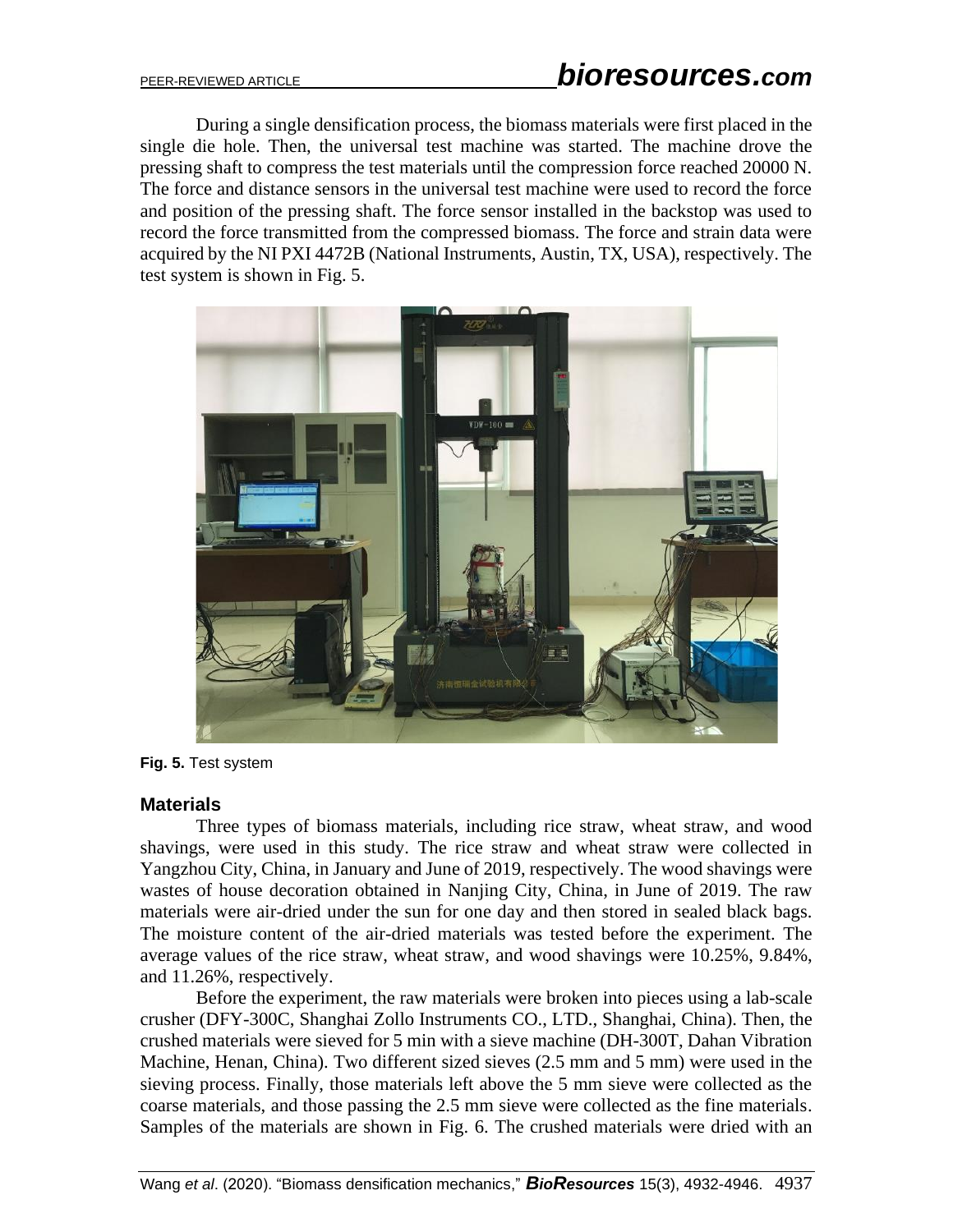During a single densification process, the biomass materials were first placed in the single die hole. Then, the universal test machine was started. The machine drove the pressing shaft to compress the test materials until the compression force reached 20000 N. The force and distance sensors in the universal test machine were used to record the force and position of the pressing shaft. The force sensor installed in the backstop was used to record the force transmitted from the compressed biomass. The force and strain data were acquired by the NI PXI 4472B (National Instruments, Austin, TX, USA), respectively. The test system is shown in Fig. 5.

**Fig. 5.** Test system

## Materials

Three types of biomass materials, including rice straw, wheat straw, and wood shavings, were used in this study. The rice straw and wheat straw were collected in Yangzhou City, China, in January and June of 2019, respectively. The wood shavings were wastes of house decoration obtained in Nanjing City, China, in June of 2019. The raw materials were air-dried under the sun for one day and then stored in sealed black bags. The moisture content of the air-dried materials was tested before the experiment. The average values of the rice straw, wheat straw, and wood shavings were 10.25%, 9.84%, and 11.26%, respectively.

Before the experiment, the raw materials were broken into pieces using a lab-scale crusher (DFY-300C, Shanghai Zollo Instruments CO., LTD., Shanghai, China). Then, the crushed materials were sieved for 5 min with a sieve machine (DH-300T, Dahan Vibration Machine, Henan, China). Two different sized sieves (2.5 mm and 5 mm) were used in the sieving process. Finally, those materials left above the 5 mm sieve were collected as the coarse materials, and those passing the 2.5 mm sieve were collected as the fine materials. Samples of the materials are shown in Fig. 6. The crushed materials were dried with an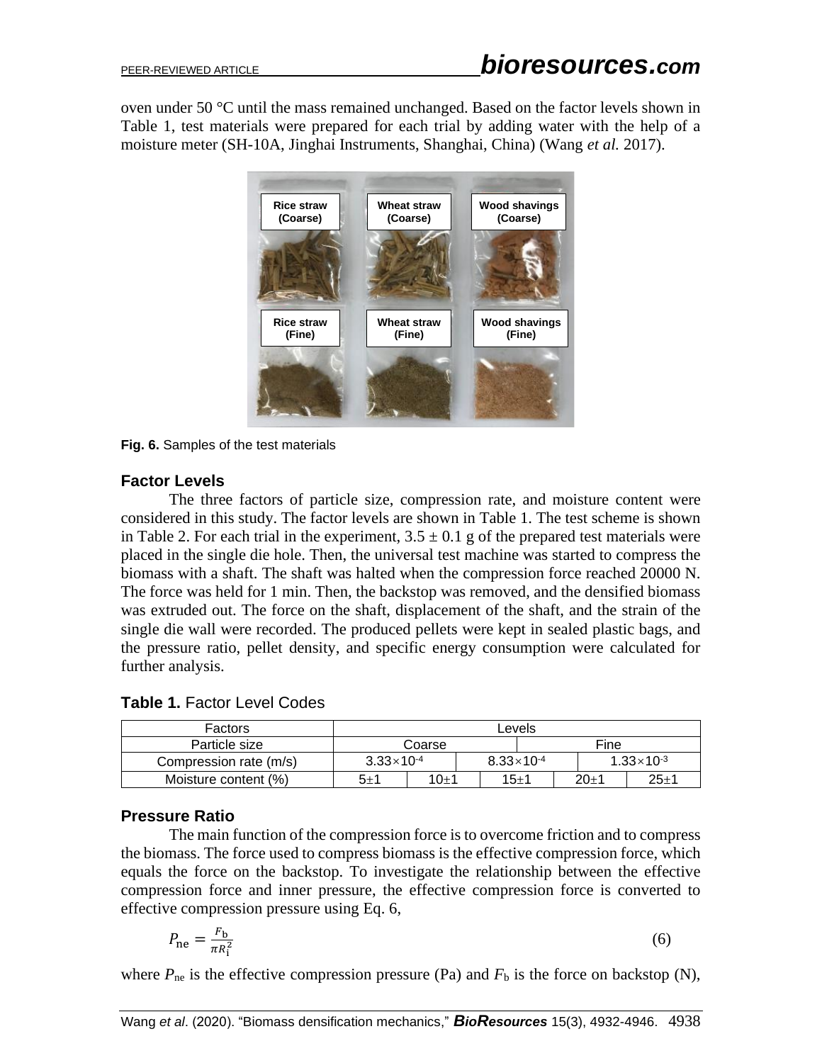oven under 50 °C until the mass remained unchanged. Based on the factor levels shown in Table 1, test materials were prepared for each trial by adding water with the help of a moisture meter (SH-10A, Jinghai Instruments, Shanghai, China) (Wang *et al.* 2017).

**Fig. 6.** Samples of the test materials

### Factor Levels

The three factors of particle size, compression rate, and moisture content were considered in this study. The factor levels are shown in Table 1. The test scheme is shown in Table 2. For each trial in the experiment, 3.5 ± 0.1 g of the prepared test materials were placed in the single die hole. Then, the universal test machine was started to compress the biomass with a shaft. The shaft was halted when the compression force reached 20000 N. The force was held for 1 min. Then, the backstop was removed, and the densified biomass was extruded out. The force on the shaft, displacement of the shaft, and the strain of the single die wall were recorded. The produced pellets were kept in sealed plastic bags, and the pressure ratio, pellet density, and specific energy consumption were calculated for further analysis.

**Table 1.** Factor Level Codes

| Factors | Levels | | | | |
|---|---|---|---|---|---|
| Particle size | Coarse | | | Fine | |
| Compression rate (m/s) | $3.33\times10^{-4}$ | | $8.33\times10^{-4}$ | | $1.33\times10^{-3}$ |
| Moisture content (%) | 5±1 | 10±1 | 15±1 | 20±1 | 25±1 |

### Pressure Ratio

The main function of the compression force is to overcome friction and to compress the biomass. The force used to compress biomass is the effective compression force, which equals the force on the backstop. To investigate the relationship between the effective compression force and inner pressure, the effective compression force is converted to effective compression pressure using Eq. 6,

$$P_{\mathrm{ne}} = \frac{F_{\mathrm{b}}}{\pi R_{\mathrm{i}}^{2}} \tag{6}$$

where $P_{\mathrm{ne}}$ is the effective compression pressure (Pa) and $F_{\mathrm{b}}$ is the force on backstop (N),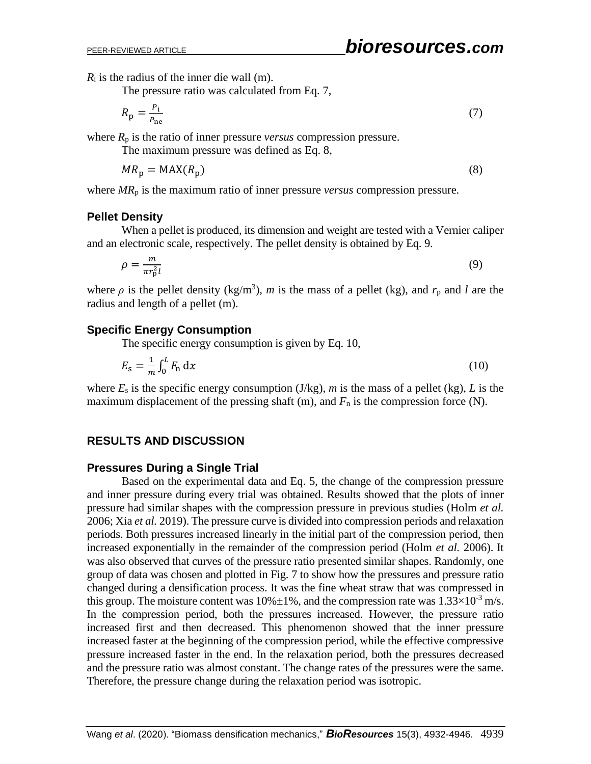$R_i$ is the radius of the inner die wall (m).

The pressure ratio was calculated from Eq. 7,

$$R_p = \frac{P_i}{P_{ne}} \tag{7}$$

where $R_p$ is the ratio of inner pressure *versus* compression pressure.

The maximum pressure was defined as Eq. 8,

$$MR_p = \text{MAX}(R_p) \tag{8}$$

where $MR_p$ is the maximum ratio of inner pressure *versus* compression pressure.

### Pellet Density

When a pellet is produced, its dimension and weight are tested with a Vernier caliper and an electronic scale, respectively. The pellet density is obtained by Eq. 9.

$$\rho = \frac{m}{\pi r_p^2 l} \tag{9}$$

where $\rho$ is the pellet density (kg/m$^3$), $m$ is the mass of a pellet (kg), and $r_p$ and $l$ are the radius and length of a pellet (m).

### Specific Energy Consumption

The specific energy consumption is given by Eq. 10,

$$E_s = \frac{1}{m}\int_0^L F_n \, dx \tag{10}$$

where $E_s$ is the specific energy consumption (J/kg), $m$ is the mass of a pellet (kg), $L$ is the maximum displacement of the pressing shaft (m), and $F_n$ is the compression force (N).

## RESULTS AND DISCUSSION

### Pressures During a Single Trial

Based on the experimental data and Eq. 5, the change of the compression pressure and inner pressure during every trial was obtained. Results showed that the plots of inner pressure had similar shapes with the compression pressure in previous studies (Holm *et al.* 2006; Xia *et al.* 2019). The pressure curve is divided into compression periods and relaxation periods. Both pressures increased linearly in the initial part of the compression period, then increased exponentially in the remainder of the compression period (Holm *et al.* 2006). It was also observed that curves of the pressure ratio presented similar shapes. Randomly, one group of data was chosen and plotted in Fig. 7 to show how the pressures and pressure ratio changed during a densification process. It was the fine wheat straw that was compressed in this group. The moisture content was 10%±1%, and the compression rate was $1.33\times10^{-3}$ m/s. In the compression period, both the pressures increased. However, the pressure ratio increased first and then decreased. This phenomenon showed that the inner pressure increased faster at the beginning of the compression period, while the effective compressive pressure increased faster in the end. In the relaxation period, both the pressures decreased and the pressure ratio was almost constant. The change rates of the pressures were the same. Therefore, the pressure change during the relaxation period was isotropic.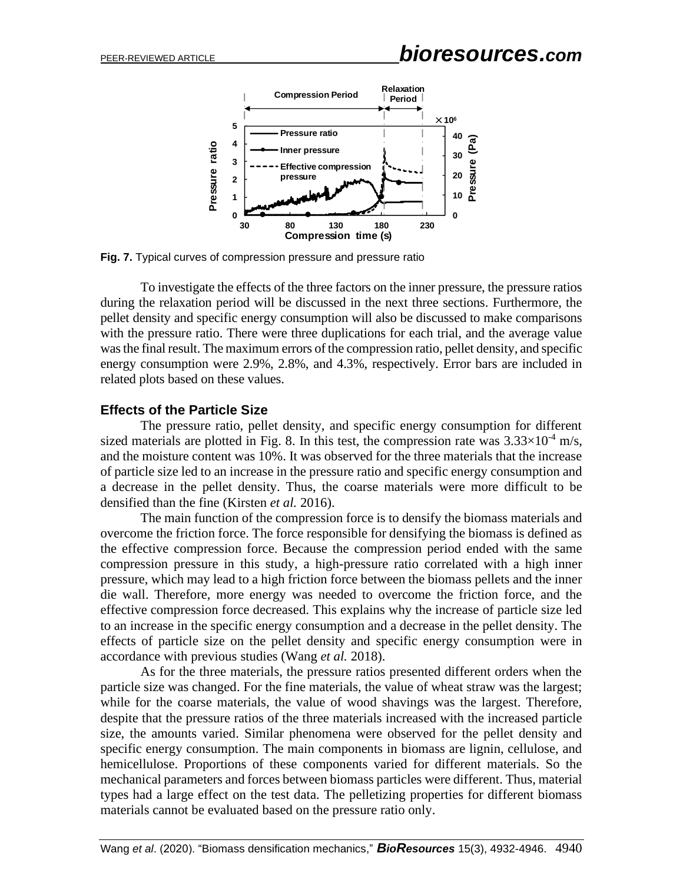Fig. 7. Typical curves of compression pressure and pressure ratio

To investigate the effects of the three factors on the inner pressure, the pressure ratios during the relaxation period will be discussed in the next three sections. Furthermore, the pellet density and specific energy consumption will also be discussed to make comparisons with the pressure ratio. There were three duplications for each trial, and the average value was the final result. The maximum errors of the compression ratio, pellet density, and specific energy consumption were 2.9%, 2.8%, and 4.3%, respectively. Error bars are included in related plots based on these values.

### Effects of the Particle Size

The pressure ratio, pellet density, and specific energy consumption for different sized materials are plotted in Fig. 8. In this test, the compression rate was $3.33 \times 10^{-4}$ m/s, and the moisture content was 10%. It was observed for the three materials that the increase of particle size led to an increase in the pressure ratio and specific energy consumption and a decrease in the pellet density. Thus, the coarse materials were more difficult to be densified than the fine (Kirsten *et al.* 2016).

The main function of the compression force is to densify the biomass materials and overcome the friction force. The force responsible for densifying the biomass is defined as the effective compression force. Because the compression period ended with the same compression pressure in this study, a high-pressure ratio correlated with a high inner pressure, which may lead to a high friction force between the biomass pellets and the inner die wall. Therefore, more energy was needed to overcome the friction force, and the effective compression force decreased. This explains why the increase of particle size led to an increase in the specific energy consumption and a decrease in the pellet density. The effects of particle size on the pellet density and specific energy consumption were in accordance with previous studies (Wang *et al.* 2018).

As for the three materials, the pressure ratios presented different orders when the particle size was changed. For the fine materials, the value of wheat straw was the largest; while for the coarse materials, the value of wood shavings was the largest. Therefore, despite that the pressure ratios of the three materials increased with the increased particle size, the amounts varied. Similar phenomena were observed for the pellet density and specific energy consumption. The main components in biomass are lignin, cellulose, and hemicellulose. Proportions of these components varied for different materials. So the mechanical parameters and forces between biomass particles were different. Thus, material types had a large effect on the test data. The pelletizing properties for different biomass materials cannot be evaluated based on the pressure ratio only.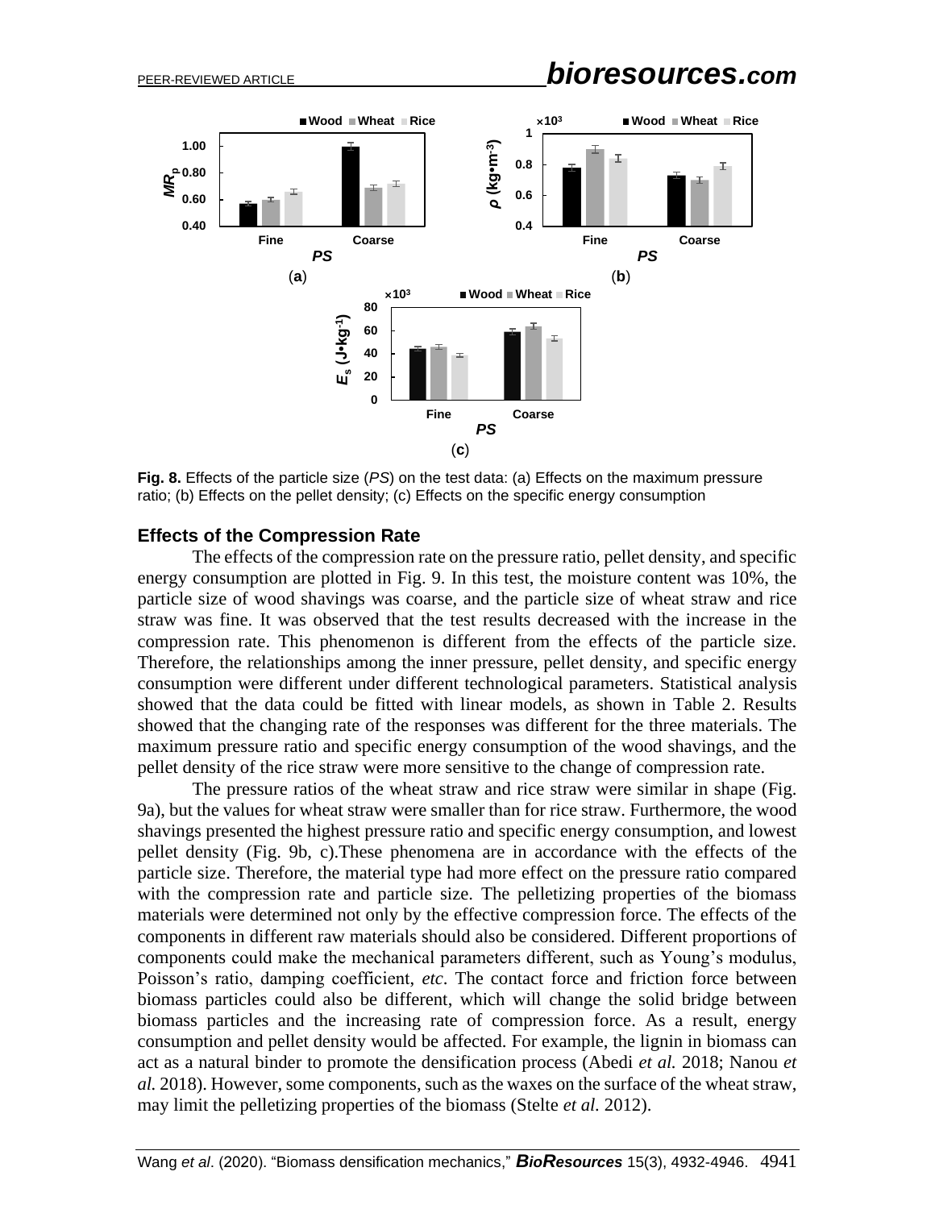**Fig. 8.** Effects of the particle size (*PS*) on the test data: (a) Effects on the maximum pressure ratio; (b) Effects on the pellet density; (c) Effects on the specific energy consumption

## Effects of the Compression Rate

The effects of the compression rate on the pressure ratio, pellet density, and specific energy consumption are plotted in Fig. 9. In this test, the moisture content was 10%, the particle size of wood shavings was coarse, and the particle size of wheat straw and rice straw was fine. It was observed that the test results decreased with the increase in the compression rate. This phenomenon is different from the effects of the particle size. Therefore, the relationships among the inner pressure, pellet density, and specific energy consumption were different under different technological parameters. Statistical analysis showed that the data could be fitted with linear models, as shown in Table 2. Results showed that the changing rate of the responses was different for the three materials. The maximum pressure ratio and specific energy consumption of the wood shavings, and the pellet density of the rice straw were more sensitive to the change of compression rate.

The pressure ratios of the wheat straw and rice straw were similar in shape (Fig. 9a), but the values for wheat straw were smaller than for rice straw. Furthermore, the wood shavings presented the highest pressure ratio and specific energy consumption, and lowest pellet density (Fig. 9b, c).These phenomena are in accordance with the effects of the particle size. Therefore, the material type had more effect on the pressure ratio compared with the compression rate and particle size. The pelletizing properties of the biomass materials were determined not only by the effective compression force. The effects of the components in different raw materials should also be considered. Different proportions of components could make the mechanical parameters different, such as Young's modulus, Poisson's ratio, damping coefficient, *etc*. The contact force and friction force between biomass particles could also be different, which will change the solid bridge between biomass particles and the increasing rate of compression force. As a result, energy consumption and pellet density would be affected. For example, the lignin in biomass can act as a natural binder to promote the densification process (Abedi *et al.* 2018; Nanou *et al.* 2018). However, some components, such as the waxes on the surface of the wheat straw, may limit the pelletizing properties of the biomass (Stelte *et al.* 2012).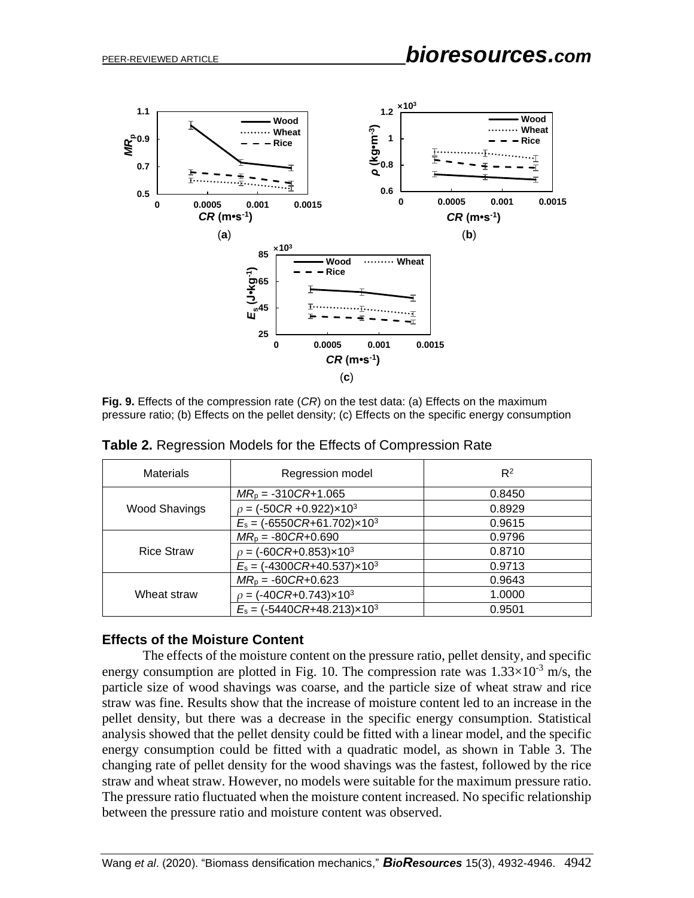**Fig. 9.** Effects of the compression rate ($CR$) on the test data: (a) Effects on the maximum pressure ratio; (b) Effects on the pellet density; (c) Effects on the specific energy consumption

**Table 2.** Regression Models for the Effects of Compression Rate

| Materials | Regression model | $R^2$ |
|---|---|---|
| Wood Shavings | $MR_p = -310CR+1.065$ | 0.8450 |
| | $\rho = (-50CR + 0.922)\times10^3$ | 0.8929 |
| | $E_s = (-6550CR+61.702)\times10^3$ | 0.9615 |
| Rice Straw | $MR_p = -80CR+0.690$ | 0.9796 |
| | $\rho = (-60CR+0.853)\times10^3$ | 0.8710 |
| | $E_s = (-4300CR+40.537)\times10^3$ | 0.9713 |
| Wheat straw | $MR_p = -60CR+0.623$ | 0.9643 |
| | $\rho = (-40CR+0.743)\times10^3$ | 1.0000 |
| | $E_s = (-5440CR+48.213)\times10^3$ | 0.9501 |

### Effects of the Moisture Content

The effects of the moisture content on the pressure ratio, pellet density, and specific energy consumption are plotted in Fig. 10. The compression rate was $1.33\times10^{-3}$ m/s, the particle size of wood shavings was coarse, and the particle size of wheat straw and rice straw was fine. Results show that the increase of moisture content led to an increase in the pellet density, but there was a decrease in the specific energy consumption. Statistical analysis showed that the pellet density could be fitted with a linear model, and the specific energy consumption could be fitted with a quadratic model, as shown in Table 3. The changing rate of pellet density for the wood shavings was the fastest, followed by the rice straw and wheat straw. However, no models were suitable for the maximum pressure ratio. The pressure ratio fluctuated when the moisture content increased. No specific relationship between the pressure ratio and moisture content was observed.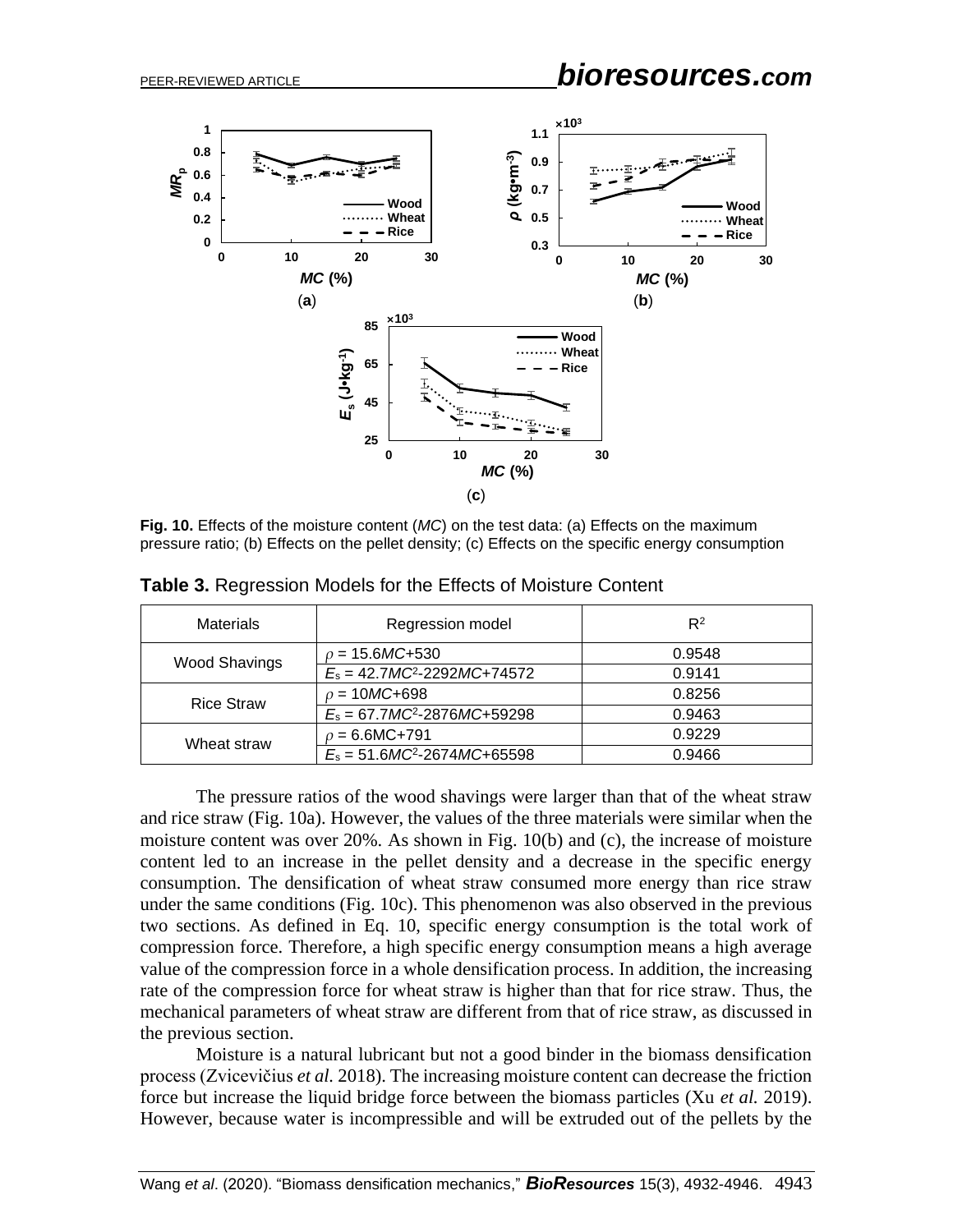**Fig. 10.** Effects of the moisture content (*MC*) on the test data: (a) Effects on the maximum pressure ratio; (b) Effects on the pellet density; (c) Effects on the specific energy consumption

**Table 3.** Regression Models for the Effects of Moisture Content

| Materials | Regression model | $R^2$ |
|---|---|---|
| Wood Shavings | $\rho$ = 15.6*MC*+530 | 0.9548 |
| | $E_s$ = 42.7$MC^2$-2292*MC*+74572 | 0.9141 |
| Rice Straw | $\rho$ = 10*MC*+698 | 0.8256 |
| | $E_s$ = 67.7$MC^2$-2876*MC*+59298 | 0.9463 |
| Wheat straw | $\rho$ = 6.6MC+791 | 0.9229 |
| | $E_s$ = 51.6$MC^2$-2674*MC*+65598 | 0.9466 |

The pressure ratios of the wood shavings were larger than that of the wheat straw and rice straw (Fig. 10a). However, the values of the three materials were similar when the moisture content was over 20%. As shown in Fig. 10(b) and (c), the increase of moisture content led to an increase in the pellet density and a decrease in the specific energy consumption. The densification of wheat straw consumed more energy than rice straw under the same conditions (Fig. 10c). This phenomenon was also observed in the previous two sections. As defined in Eq. 10, specific energy consumption is the total work of compression force. Therefore, a high specific energy consumption means a high average value of the compression force in a whole densification process. In addition, the increasing rate of the compression force for wheat straw is higher than that for rice straw. Thus, the mechanical parameters of wheat straw are different from that of rice straw, as discussed in the previous section.

Moisture is a natural lubricant but not a good binder in the biomass densification process (Zvicevičius *et al.* 2018). The increasing moisture content can decrease the friction force but increase the liquid bridge force between the biomass particles (Xu *et al.* 2019). However, because water is incompressible and will be extruded out of the pellets by the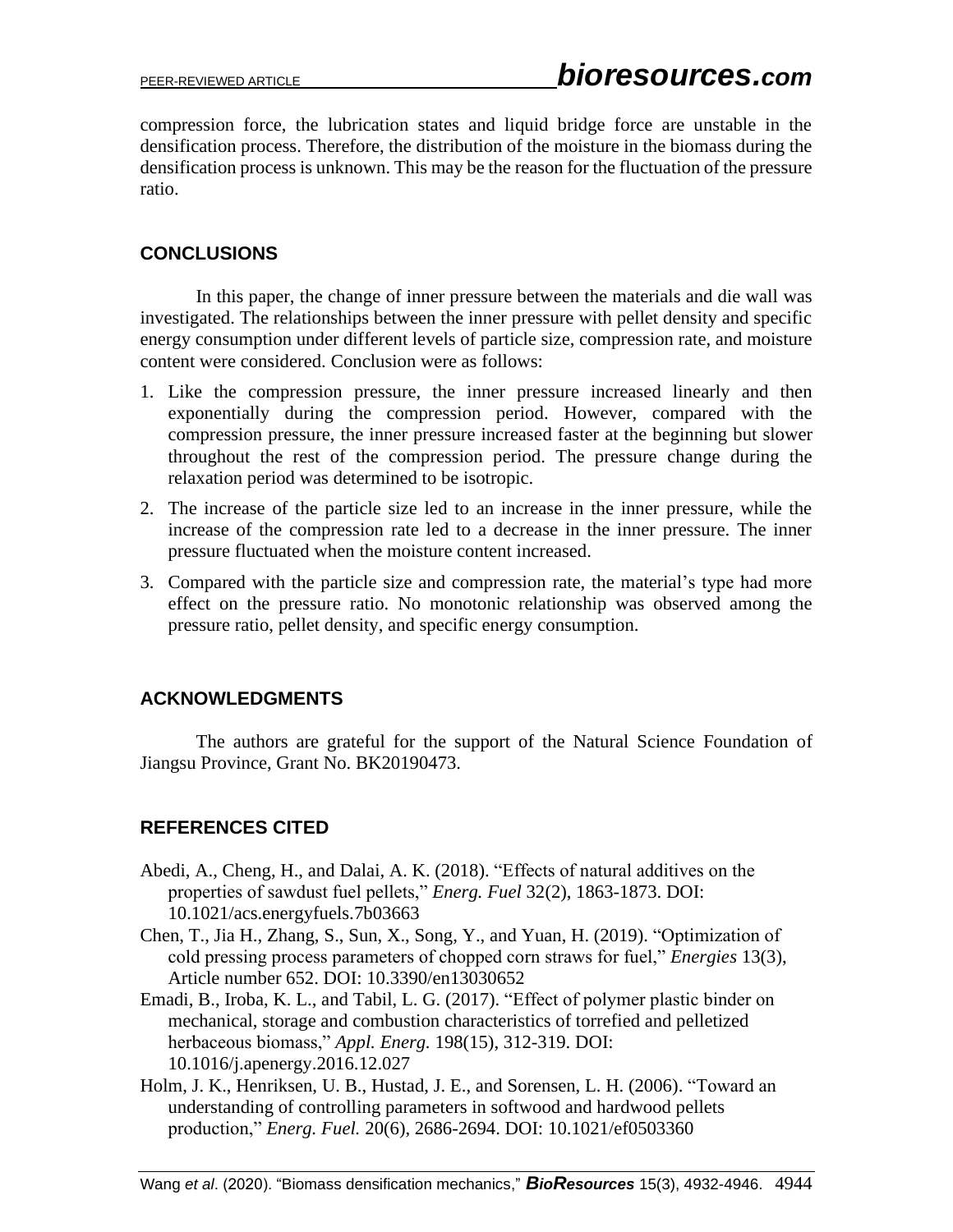compression force, the lubrication states and liquid bridge force are unstable in the densification process. Therefore, the distribution of the moisture in the biomass during the densification process is unknown. This may be the reason for the fluctuation of the pressure ratio.

## CONCLUSIONS

In this paper, the change of inner pressure between the materials and die wall was investigated. The relationships between the inner pressure with pellet density and specific energy consumption under different levels of particle size, compression rate, and moisture content were considered. Conclusion were as follows:

1. Like the compression pressure, the inner pressure increased linearly and then exponentially during the compression period. However, compared with the compression pressure, the inner pressure increased faster at the beginning but slower throughout the rest of the compression period. The pressure change during the relaxation period was determined to be isotropic.
2. The increase of the particle size led to an increase in the inner pressure, while the increase of the compression rate led to a decrease in the inner pressure. The inner pressure fluctuated when the moisture content increased.
3. Compared with the particle size and compression rate, the material's type had more effect on the pressure ratio. No monotonic relationship was observed among the pressure ratio, pellet density, and specific energy consumption.

## ACKNOWLEDGMENTS

The authors are grateful for the support of the Natural Science Foundation of Jiangsu Province, Grant No. BK20190473.

## REFERENCES CITED

Abedi, A., Cheng, H., and Dalai, A. K. (2018). "Effects of natural additives on the properties of sawdust fuel pellets," *Energ. Fuel* 32(2), 1863-1873. DOI: 10.1021/acs.energyfuels.7b03663

Chen, T., Jia H., Zhang, S., Sun, X., Song, Y., and Yuan, H. (2019). "Optimization of cold pressing process parameters of chopped corn straws for fuel," *Energies* 13(3), Article number 652. DOI: 10.3390/en13030652

Emadi, B., Iroba, K. L., and Tabil, L. G. (2017). "Effect of polymer plastic binder on mechanical, storage and combustion characteristics of torrefied and pelletized herbaceous biomass," *Appl. Energ.* 198(15), 312-319. DOI: 10.1016/j.apenergy.2016.12.027

Holm, J. K., Henriksen, U. B., Hustad, J. E., and Sorensen, L. H. (2006). "Toward an understanding of controlling parameters in softwood and hardwood pellets production," *Energ. Fuel.* 20(6), 2686-2694. DOI: 10.1021/ef0503360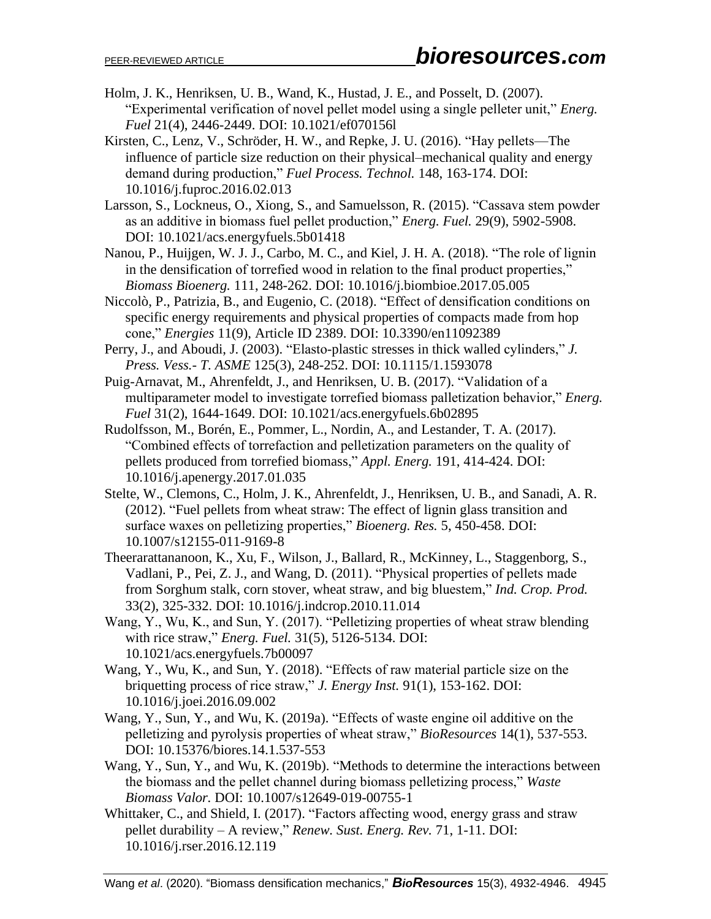Holm, J. K., Henriksen, U. B., Wand, K., Hustad, J. E., and Posselt, D. (2007). "Experimental verification of novel pellet model using a single pelleter unit," *Energ. Fuel* 21(4), 2446-2449. DOI: 10.1021/ef070156l

Kirsten, C., Lenz, V., Schröder, H. W., and Repke, J. U. (2016). "Hay pellets—The influence of particle size reduction on their physical–mechanical quality and energy demand during production," *Fuel Process. Technol.* 148, 163-174. DOI: 10.1016/j.fuproc.2016.02.013

Larsson, S., Lockneus, O., Xiong, S., and Samuelsson, R. (2015). "Cassava stem powder as an additive in biomass fuel pellet production," *Energ. Fuel.* 29(9), 5902-5908. DOI: 10.1021/acs.energyfuels.5b01418

Nanou, P., Huijgen, W. J. J., Carbo, M. C., and Kiel, J. H. A. (2018). "The role of lignin in the densification of torrefied wood in relation to the final product properties," *Biomass Bioenerg.* 111, 248-262. DOI: 10.1016/j.biombioe.2017.05.005

Niccolò, P., Patrizia, B., and Eugenio, C. (2018). "Effect of densification conditions on specific energy requirements and physical properties of compacts made from hop cone," *Energies* 11(9), Article ID 2389. DOI: 10.3390/en11092389

Perry, J., and Aboudi, J. (2003). "Elasto-plastic stresses in thick walled cylinders," *J. Press. Vess.- T. ASME* 125(3), 248-252. DOI: 10.1115/1.1593078

Puig-Arnavat, M., Ahrenfeldt, J., and Henriksen, U. B. (2017). "Validation of a multiparameter model to investigate torrefied biomass palletization behavior," *Energ. Fuel* 31(2), 1644-1649. DOI: 10.1021/acs.energyfuels.6b02895

Rudolfsson, M., Borén, E., Pommer, L., Nordin, A., and Lestander, T. A. (2017). "Combined effects of torrefaction and pelletization parameters on the quality of pellets produced from torrefied biomass," *Appl. Energ.* 191, 414-424. DOI: 10.1016/j.apenergy.2017.01.035

Stelte, W., Clemons, C., Holm, J. K., Ahrenfeldt, J., Henriksen, U. B., and Sanadi, A. R. (2012). "Fuel pellets from wheat straw: The effect of lignin glass transition and surface waxes on pelletizing properties," *Bioenerg. Res.* 5, 450-458. DOI: 10.1007/s12155-011-9169-8

Theerarattananoon, K., Xu, F., Wilson, J., Ballard, R., McKinney, L., Staggenborg, S., Vadlani, P., Pei, Z. J., and Wang, D. (2011). "Physical properties of pellets made from Sorghum stalk, corn stover, wheat straw, and big bluestem," *Ind. Crop. Prod.* 33(2), 325-332. DOI: 10.1016/j.indcrop.2010.11.014

Wang, Y., Wu, K., and Sun, Y. (2017). "Pelletizing properties of wheat straw blending with rice straw," *Energ. Fuel.* 31(5), 5126-5134. DOI: 10.1021/acs.energyfuels.7b00097

Wang, Y., Wu, K., and Sun, Y. (2018). "Effects of raw material particle size on the briquetting process of rice straw," *J. Energy Inst.* 91(1), 153-162. DOI: 10.1016/j.joei.2016.09.002

Wang, Y., Sun, Y., and Wu, K. (2019a). "Effects of waste engine oil additive on the pelletizing and pyrolysis properties of wheat straw," *BioResources* 14(1), 537-553. DOI: 10.15376/biores.14.1.537-553

Wang, Y., Sun, Y., and Wu, K. (2019b). "Methods to determine the interactions between the biomass and the pellet channel during biomass pelletizing process," *Waste Biomass Valor.* DOI: 10.1007/s12649-019-00755-1

Whittaker, C., and Shield, I. (2017). "Factors affecting wood, energy grass and straw pellet durability – A review," *Renew. Sust. Energ. Rev.* 71, 1-11. DOI: 10.1016/j.rser.2016.12.119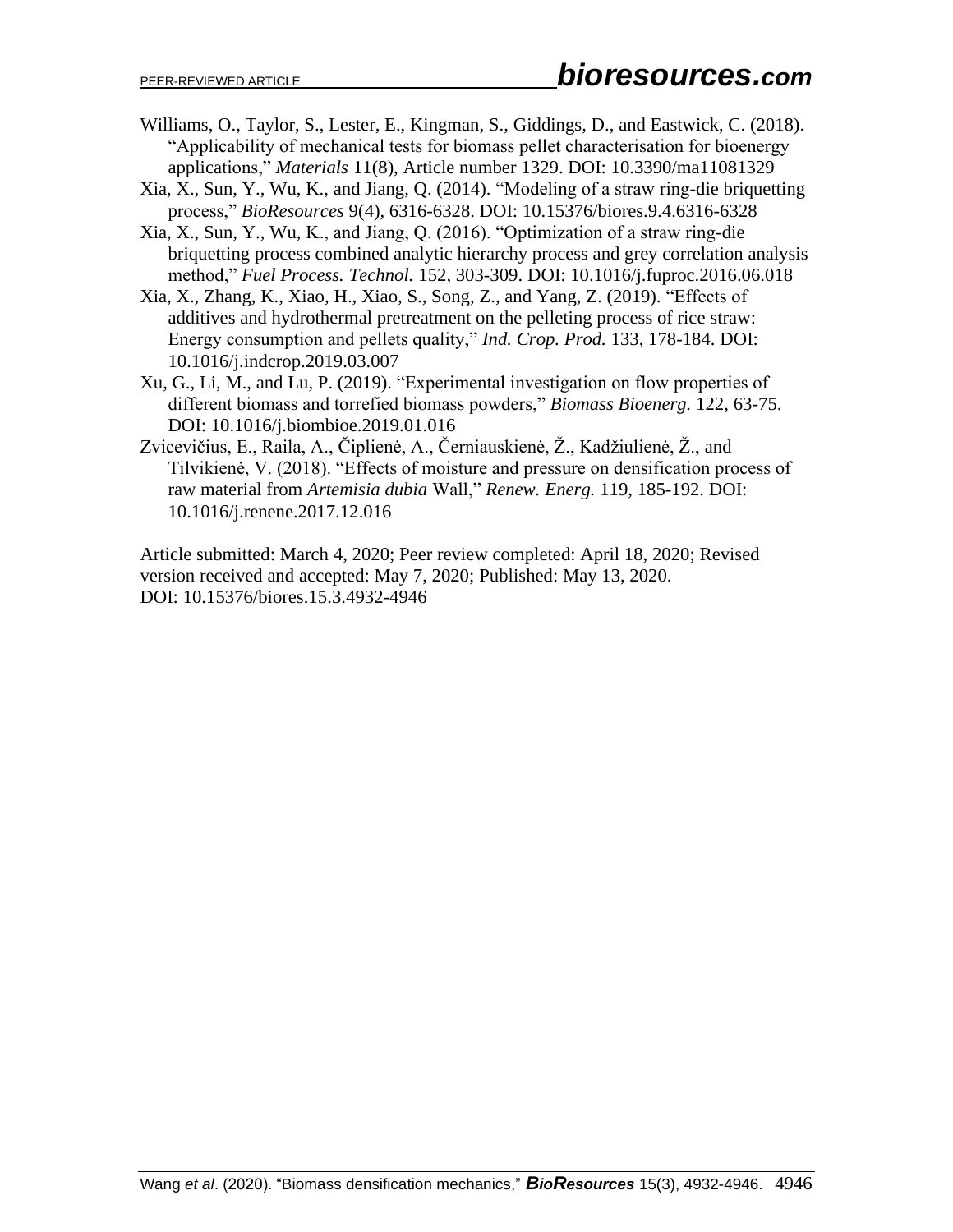Williams, O., Taylor, S., Lester, E., Kingman, S., Giddings, D., and Eastwick, C. (2018). "Applicability of mechanical tests for biomass pellet characterisation for bioenergy applications," *Materials* 11(8), Article number 1329. DOI: 10.3390/ma11081329

Xia, X., Sun, Y., Wu, K., and Jiang, Q. (2014). "Modeling of a straw ring-die briquetting process," *BioResources* 9(4), 6316-6328. DOI: 10.15376/biores.9.4.6316-6328

Xia, X., Sun, Y., Wu, K., and Jiang, Q. (2016). "Optimization of a straw ring-die briquetting process combined analytic hierarchy process and grey correlation analysis method," *Fuel Process. Technol.* 152, 303-309. DOI: 10.1016/j.fuproc.2016.06.018

Xia, X., Zhang, K., Xiao, H., Xiao, S., Song, Z., and Yang, Z. (2019). "Effects of additives and hydrothermal pretreatment on the pelleting process of rice straw: Energy consumption and pellets quality," *Ind. Crop. Prod.* 133, 178-184. DOI: 10.1016/j.indcrop.2019.03.007

Xu, G., Li, M., and Lu, P. (2019). "Experimental investigation on flow properties of different biomass and torrefied biomass powders," *Biomass Bioenerg.* 122, 63-75. DOI: 10.1016/j.biombioe.2019.01.016

Zvicevičius, E., Raila, A., Čiplienė, A., Černiauskienė, Ž., Kadžiulienė, Ž., and Tilvikienė, V. (2018). "Effects of moisture and pressure on densification process of raw material from *Artemisia dubia* Wall," *Renew. Energ.* 119, 185-192. DOI: 10.1016/j.renene.2017.12.016

Article submitted: March 4, 2020; Peer review completed: April 18, 2020; Revised version received and accepted: May 7, 2020; Published: May 13, 2020.
DOI: 10.15376/biores.15.3.4932-4946